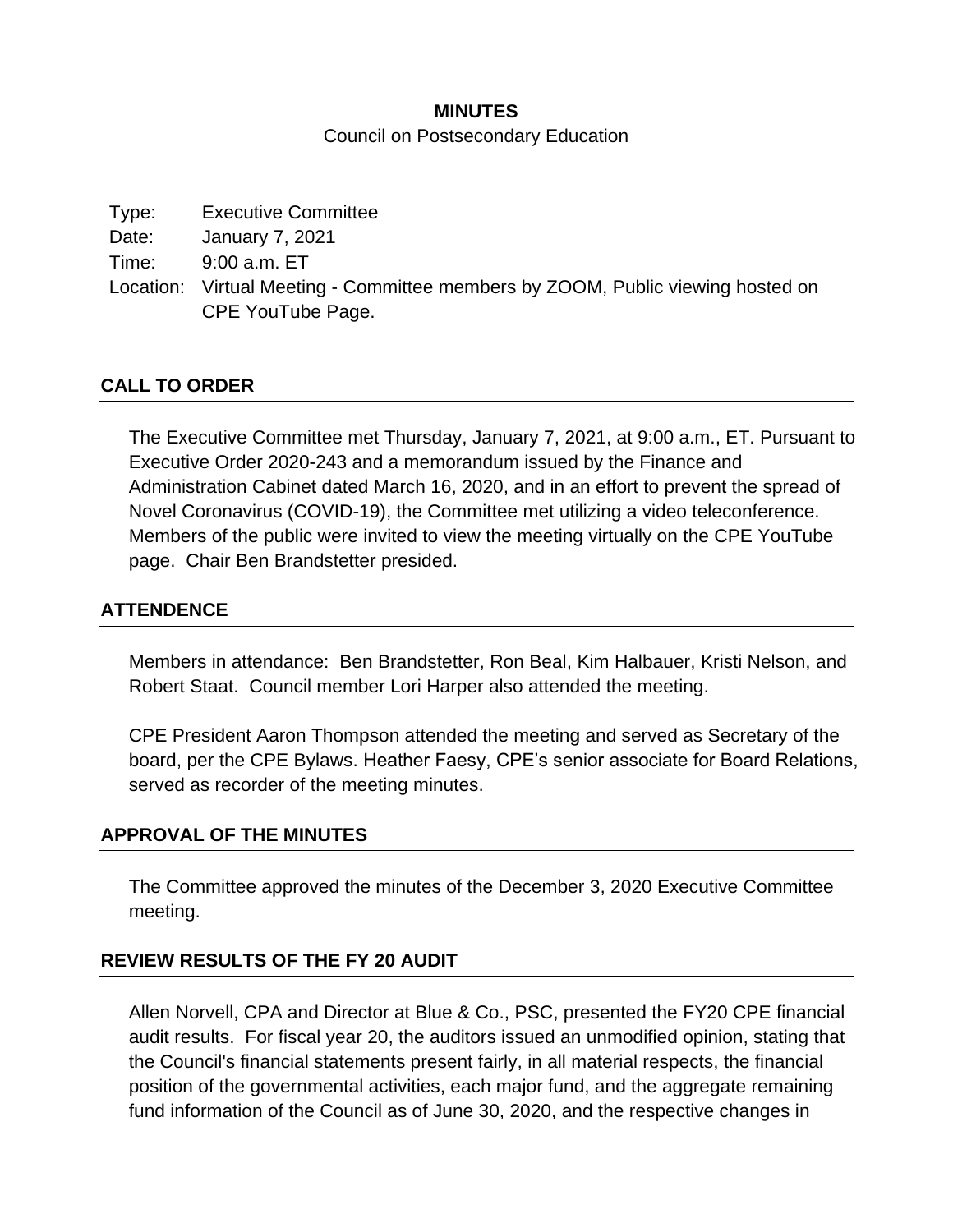**MINUTES**

Council on Postsecondary Education

---

Type: Executive Committee
Date: January 7, 2021
Time: 9:00 a.m. ET
Location: Virtual Meeting - Committee members by ZOOM, Public viewing hosted on CPE YouTube Page.

## CALL TO ORDER

The Executive Committee met Thursday, January 7, 2021, at 9:00 a.m., ET. Pursuant to Executive Order 2020-243 and a memorandum issued by the Finance and Administration Cabinet dated March 16, 2020, and in an effort to prevent the spread of Novel Coronavirus (COVID-19), the Committee met utilizing a video teleconference. Members of the public were invited to view the meeting virtually on the CPE YouTube page. Chair Ben Brandstetter presided.

## ATTENDENCE

Members in attendance: Ben Brandstetter, Ron Beal, Kim Halbauer, Kristi Nelson, and Robert Staat. Council member Lori Harper also attended the meeting.

CPE President Aaron Thompson attended the meeting and served as Secretary of the board, per the CPE Bylaws. Heather Faesy, CPE's senior associate for Board Relations, served as recorder of the meeting minutes.

## APPROVAL OF THE MINUTES

The Committee approved the minutes of the December 3, 2020 Executive Committee meeting.

## REVIEW RESULTS OF THE FY 20 AUDIT

Allen Norvell, CPA and Director at Blue & Co., PSC, presented the FY20 CPE financial audit results. For fiscal year 20, the auditors issued an unmodified opinion, stating that the Council's financial statements present fairly, in all material respects, the financial position of the governmental activities, each major fund, and the aggregate remaining fund information of the Council as of June 30, 2020, and the respective changes in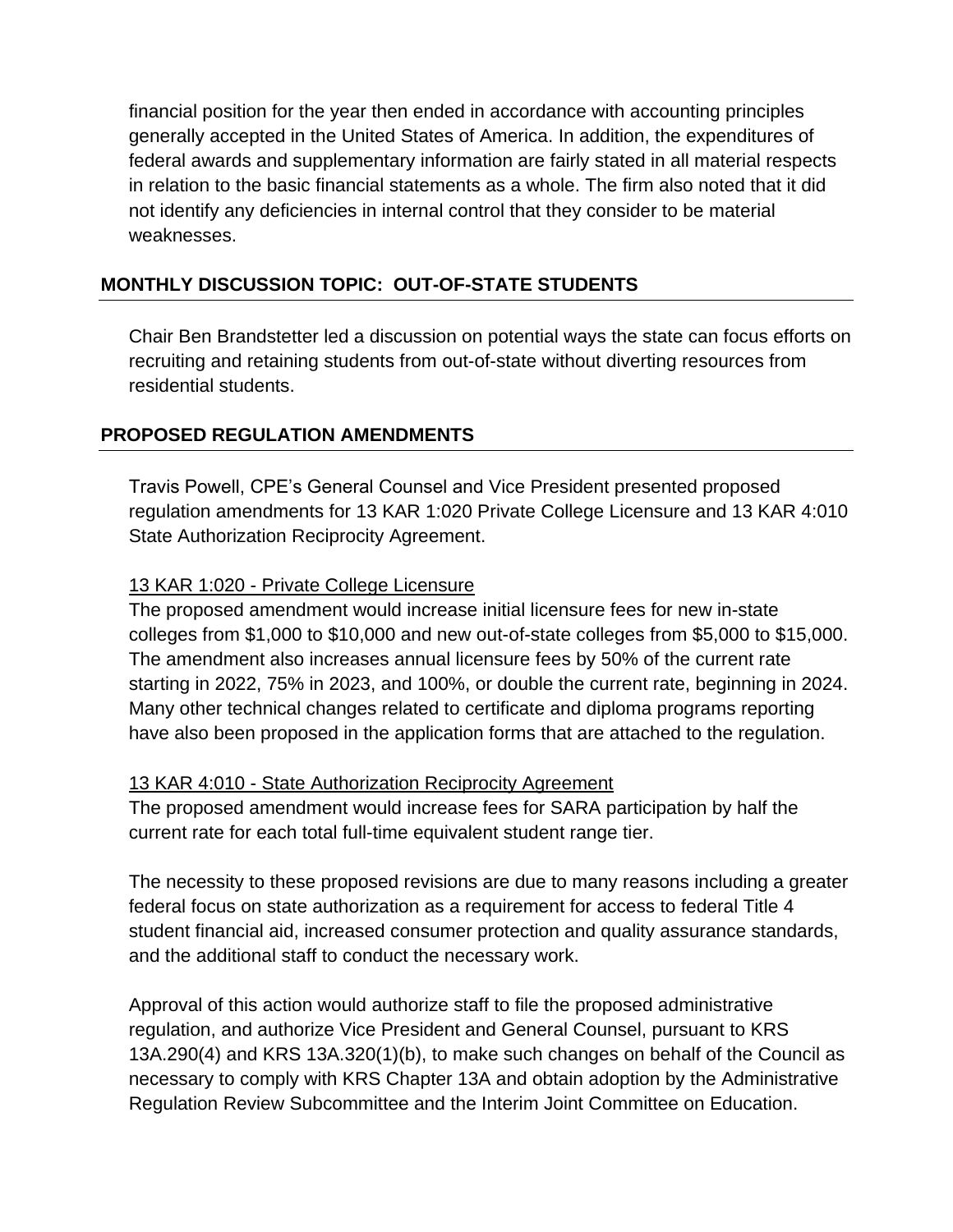financial position for the year then ended in accordance with accounting principles generally accepted in the United States of America. In addition, the expenditures of federal awards and supplementary information are fairly stated in all material respects in relation to the basic financial statements as a whole. The firm also noted that it did not identify any deficiencies in internal control that they consider to be material weaknesses.

## MONTHLY DISCUSSION TOPIC: OUT-OF-STATE STUDENTS

Chair Ben Brandstetter led a discussion on potential ways the state can focus efforts on recruiting and retaining students from out-of-state without diverting resources from residential students.

## PROPOSED REGULATION AMENDMENTS

Travis Powell, CPE's General Counsel and Vice President presented proposed regulation amendments for 13 KAR 1:020 Private College Licensure and 13 KAR 4:010 State Authorization Reciprocity Agreement.

13 KAR 1:020 - Private College Licensure

The proposed amendment would increase initial licensure fees for new in-state colleges from $1,000 to $10,000 and new out-of-state colleges from $5,000 to $15,000. The amendment also increases annual licensure fees by 50% of the current rate starting in 2022, 75% in 2023, and 100%, or double the current rate, beginning in 2024. Many other technical changes related to certificate and diploma programs reporting have also been proposed in the application forms that are attached to the regulation.

13 KAR 4:010 - State Authorization Reciprocity Agreement

The proposed amendment would increase fees for SARA participation by half the current rate for each total full-time equivalent student range tier.

The necessity to these proposed revisions are due to many reasons including a greater federal focus on state authorization as a requirement for access to federal Title 4 student financial aid, increased consumer protection and quality assurance standards, and the additional staff to conduct the necessary work.

Approval of this action would authorize staff to file the proposed administrative regulation, and authorize Vice President and General Counsel, pursuant to KRS 13A.290(4) and KRS 13A.320(1)(b), to make such changes on behalf of the Council as necessary to comply with KRS Chapter 13A and obtain adoption by the Administrative Regulation Review Subcommittee and the Interim Joint Committee on Education.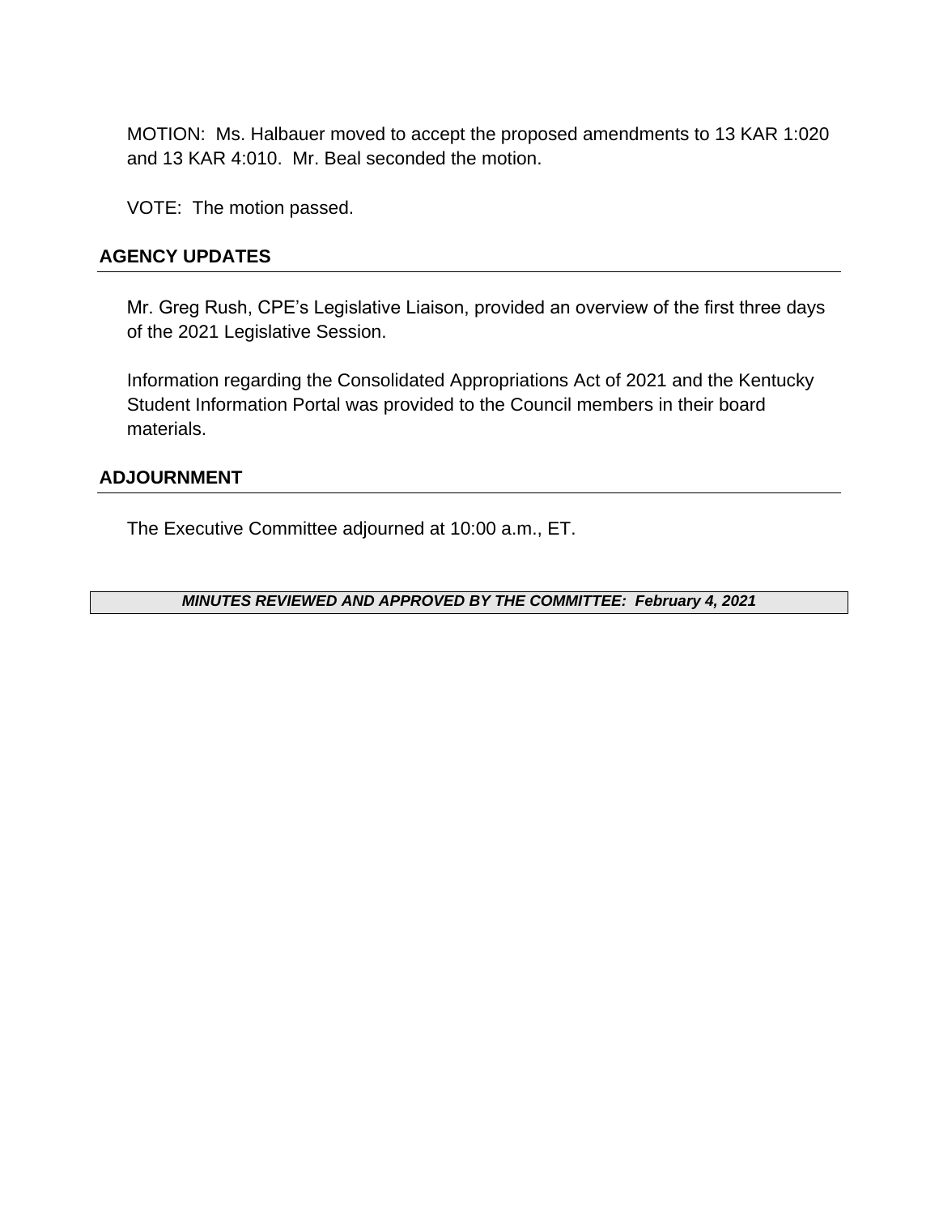MOTION: Ms. Halbauer moved to accept the proposed amendments to 13 KAR 1:020 and 13 KAR 4:010. Mr. Beal seconded the motion.

VOTE: The motion passed.

## AGENCY UPDATES

Mr. Greg Rush, CPE's Legislative Liaison, provided an overview of the first three days of the 2021 Legislative Session.

Information regarding the Consolidated Appropriations Act of 2021 and the Kentucky Student Information Portal was provided to the Council members in their board materials.

## ADJOURNMENT

The Executive Committee adjourned at 10:00 a.m., ET.

***MINUTES REVIEWED AND APPROVED BY THE COMMITTEE: February 4, 2021***